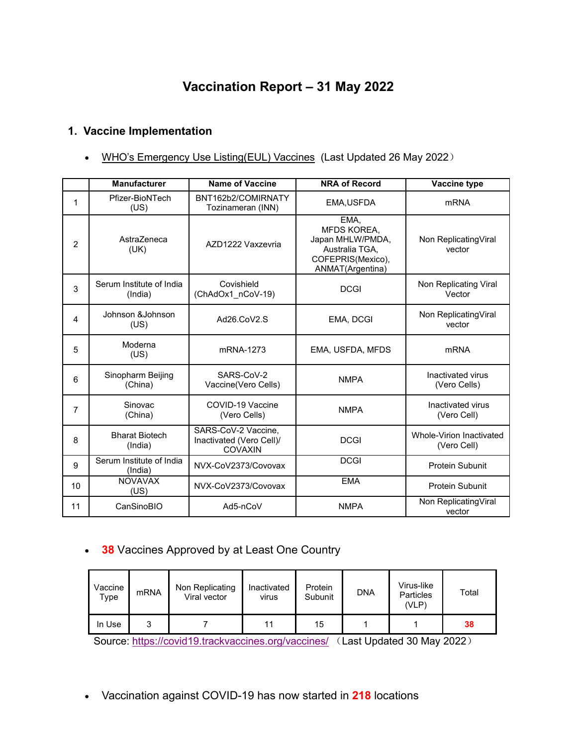# Vaccination Report – 31 May 2022

## 1. Vaccine Implementation

- WHO's Emergency Use Listing(EUL) Vaccines (Last Updated 26 May 2022）

| | Manufacturer | Name of Vaccine | NRA of Record | Vaccine type |
|---|---|---|---|---|
| 1 | Pfizer-BioNTech (US) | BNT162b2/COMIRNATY Tozinameran (INN) | EMA,USFDA | mRNA |
| 2 | AstraZeneca (UK) | AZD1222 Vaxzevria | EMA, MFDS KOREA, Japan MHLW/PMDA, Australia TGA, COFEPRIS(Mexico), ANMAT(Argentina) | Non ReplicatingViral vector |
| 3 | Serum Institute of India (India) | Covishield (ChAdOx1_nCoV-19) | DCGI | Non Replicating Viral Vector |
| 4 | Johnson &Johnson (US) | Ad26.CoV2.S | EMA, DCGI | Non ReplicatingViral vector |
| 5 | Moderna (US) | mRNA-1273 | EMA, USFDA, MFDS | mRNA |
| 6 | Sinopharm Beijing (China) | SARS-CoV-2 Vaccine(Vero Cells) | NMPA | Inactivated virus (Vero Cells) |
| 7 | Sinovac (China) | COVID-19 Vaccine (Vero Cells) | NMPA | Inactivated virus (Vero Cell) |
| 8 | Bharat Biotech (India) | SARS-CoV-2 Vaccine, Inactivated (Vero Cell)/ COVAXIN | DCGI | Whole-Virion Inactivated (Vero Cell) |
| 9 | Serum Institute of India (India) | NVX-CoV2373/Covovax | DCGI | Protein Subunit |
| 10 | NOVAVAX (US) | NVX-CoV2373/Covovax | EMA | Protein Subunit |
| 11 | CanSinoBIO | Ad5-nCoV | NMPA | Non ReplicatingViral vector |

- **38** Vaccines Approved by at Least One Country

| Vaccine Type | mRNA | Non Replicating Viral vector | Inactivated virus | Protein Subunit | DNA | Virus-like Particles (VLP) | Total |
|---|---|---|---|---|---|---|---|
| In Use | 3 | 7 | 11 | 15 | 1 | 1 | **38** |

Source: https://covid19.trackvaccines.org/vaccines/ （Last Updated 30 May 2022）

- Vaccination against COVID-19 has now started in **218** locations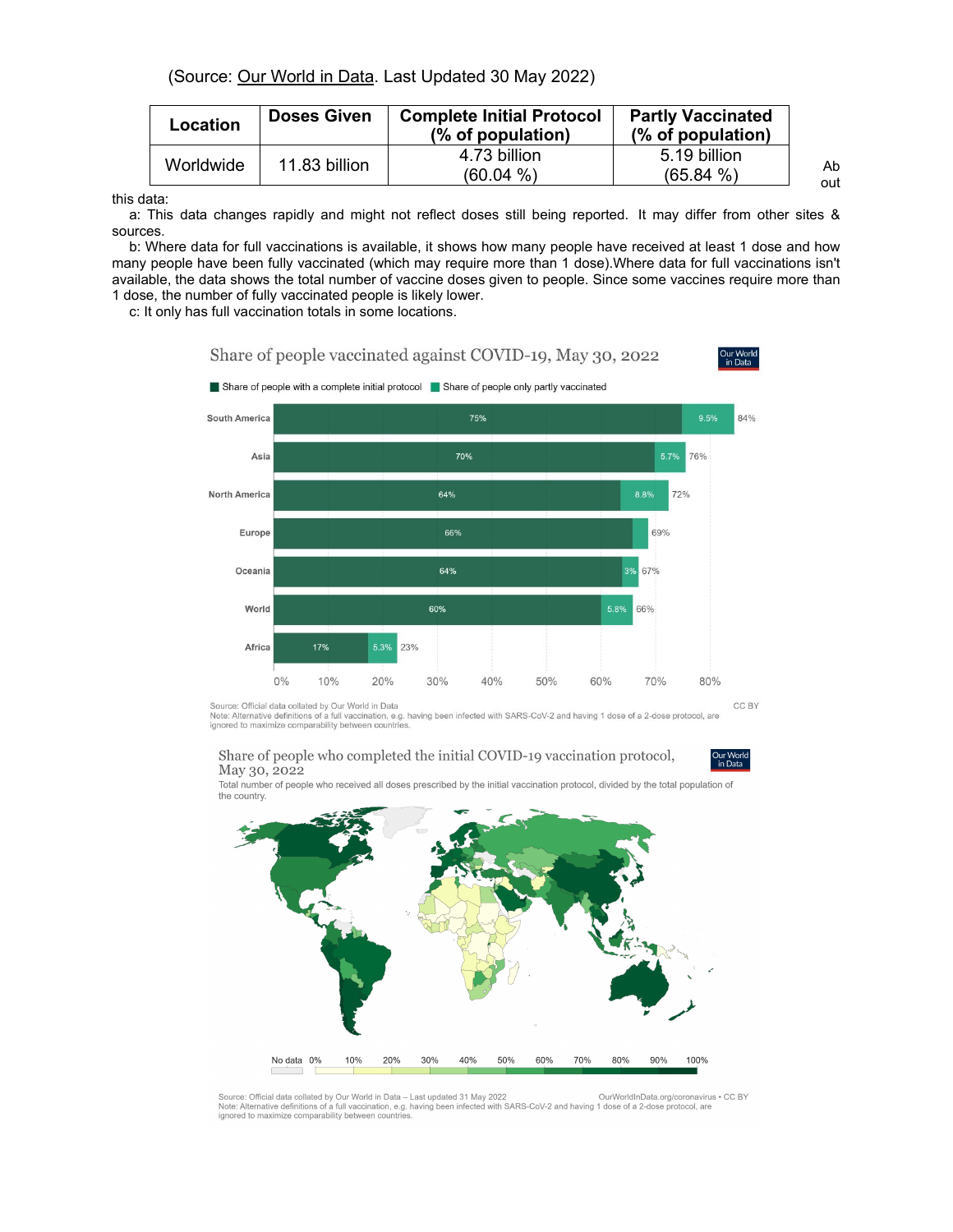(Source: Our World in Data. Last Updated 30 May 2022)

| Location | Doses Given | Complete Initial Protocol (% of population) | Partly Vaccinated (% of population) |
|---|---|---|---|
| Worldwide | 11.83 billion | 4.73 billion (60.04 %) | 5.19 billion (65.84 %) |

About this data:

a: This data changes rapidly and might not reflect doses still being reported. It may differ from other sites & sources.

b: Where data for full vaccinations is available, it shows how many people have received at least 1 dose and how many people have been fully vaccinated (which may require more than 1 dose).Where data for full vaccinations isn't available, the data shows the total number of vaccine doses given to people. Since some vaccines require more than 1 dose, the number of fully vaccinated people is likely lower.

c: It only has full vaccination totals in some locations.

Share of people vaccinated against COVID-19, May 30, 2022

| Region | Share of people with a complete initial protocol | Share of people only partly vaccinated | Total |
|---|---|---|---|
| South America | 75% | 9.5% | 84% |
| Asia | 70% | 5.7% | 76% |
| North America | 64% | 8.8% | 72% |
| Europe | 66% | | 69% |
| Oceania | 64% | 3% | 67% |
| World | 60% | 5.8% | 66% |
| Africa | 17% | 5.3% | 23% |

Source: Official data collated by Our World in Data
Note: Alternative definitions of a full vaccination, e.g. having been infected with SARS-CoV-2 and having 1 dose of a 2-dose protocol, are ignored to maximize comparability between countries.

CC BY

Share of people who completed the initial COVID-19 vaccination protocol, May 30, 2022

Total number of people who received all doses prescribed by the initial vaccination protocol, divided by the total population of the country.

No data 0% 10% 20% 30% 40% 50% 60% 70% 80% 90% 100%

Source: Official data collated by Our World in Data – Last updated 31 May 2022
Note: Alternative definitions of a full vaccination, e.g. having been infected with SARS-CoV-2 and having 1 dose of a 2-dose protocol, are ignored to maximize comparability between countries.

OurWorldInData.org/coronavirus • CC BY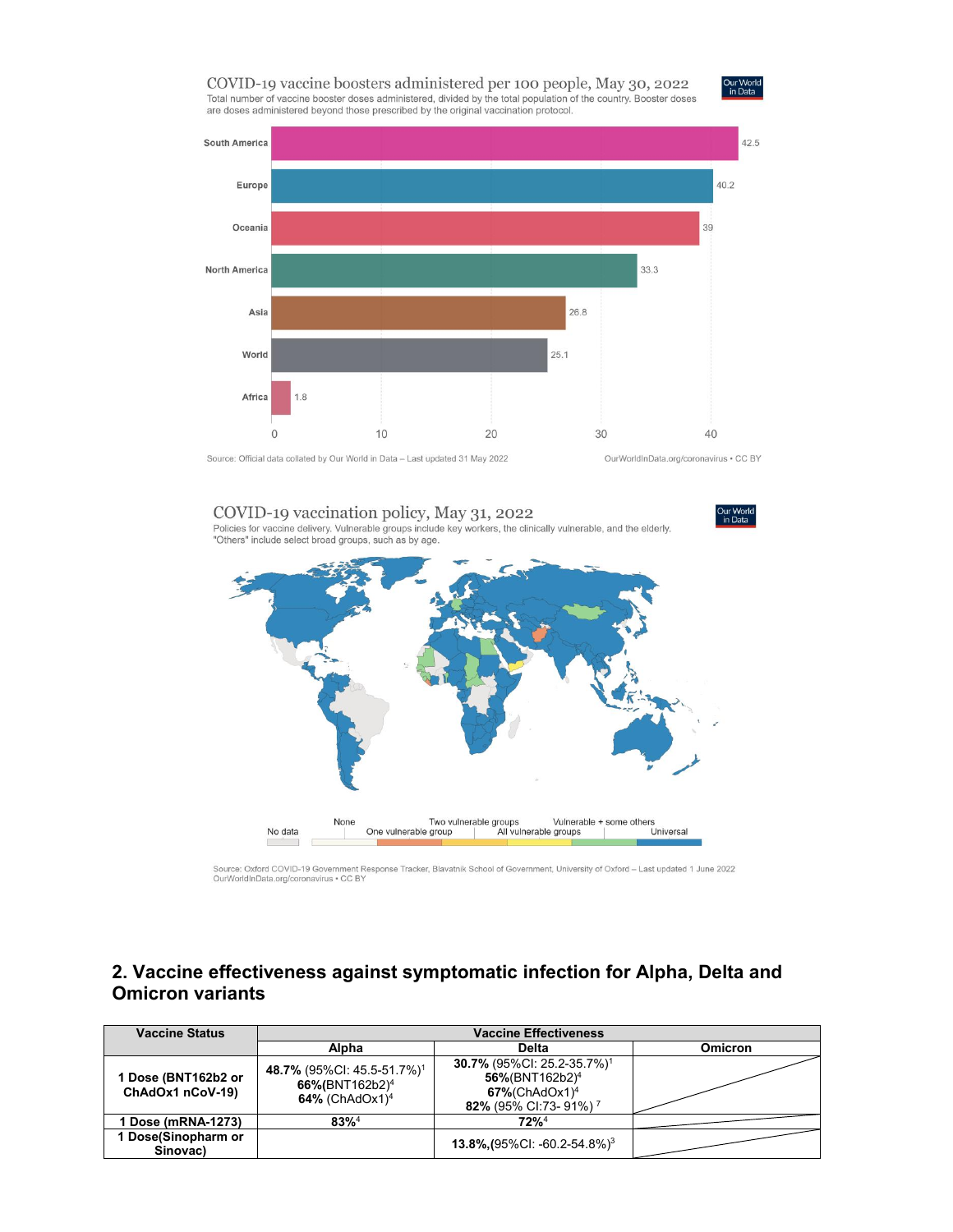COVID-19 vaccine boosters administered per 100 people, May 30, 2022

Total number of vaccine booster doses administered, divided by the total population of the country. Booster doses are doses administered beyond those prescribed by the original vaccination protocol.

| Region | Boosters per 100 people |
|---|---|
| South America | 42.5 |
| Europe | 40.2 |
| Oceania | 39 |
| North America | 33.3 |
| Asia | 26.8 |
| World | 25.1 |
| Africa | 1.8 |

Source: Official data collated by Our World in Data – Last updated 31 May 2022 OurWorldInData.org/coronavirus • CC BY

COVID-19 vaccination policy, May 31, 2022

Policies for vaccine delivery. Vulnerable groups include key workers, the clinically vulnerable, and the elderly. "Others" include select broad groups, such as by age.

No data | None | One vulnerable group | Two vulnerable groups | All vulnerable groups | Vulnerable + some others | Universal

Source: Oxford COVID-19 Government Response Tracker, Blavatnik School of Government, University of Oxford – Last updated 1 June 2022 OurWorldInData.org/coronavirus • CC BY

## 2. Vaccine effectiveness against symptomatic infection for Alpha, Delta and Omicron variants

| Vaccine Status | Vaccine Effectiveness | | |
|---|---|---|---|
| | Alpha | Delta | Omicron |
| 1 Dose (BNT162b2 or ChAdOx1 nCoV-19) | **48.7%** (95%CI: 45.5-51.7%)[1] **66%**(BNT162b2)[4] **64%** (ChAdOx1)[4] | **30.7%** (95%CI: 25.2-35.7%)[1] **56%**(BNT162b2)[4] **67%**(ChAdOx1)[4] **82%** (95% CI:73- 91%)[7] | |
| 1 Dose (mRNA-1273) | **83%**[4] | **72%**[4] | |
| 1 Dose(Sinopharm or Sinovac) | | **13.8%**,(95%CI: -60.2-54.8%)[3] | |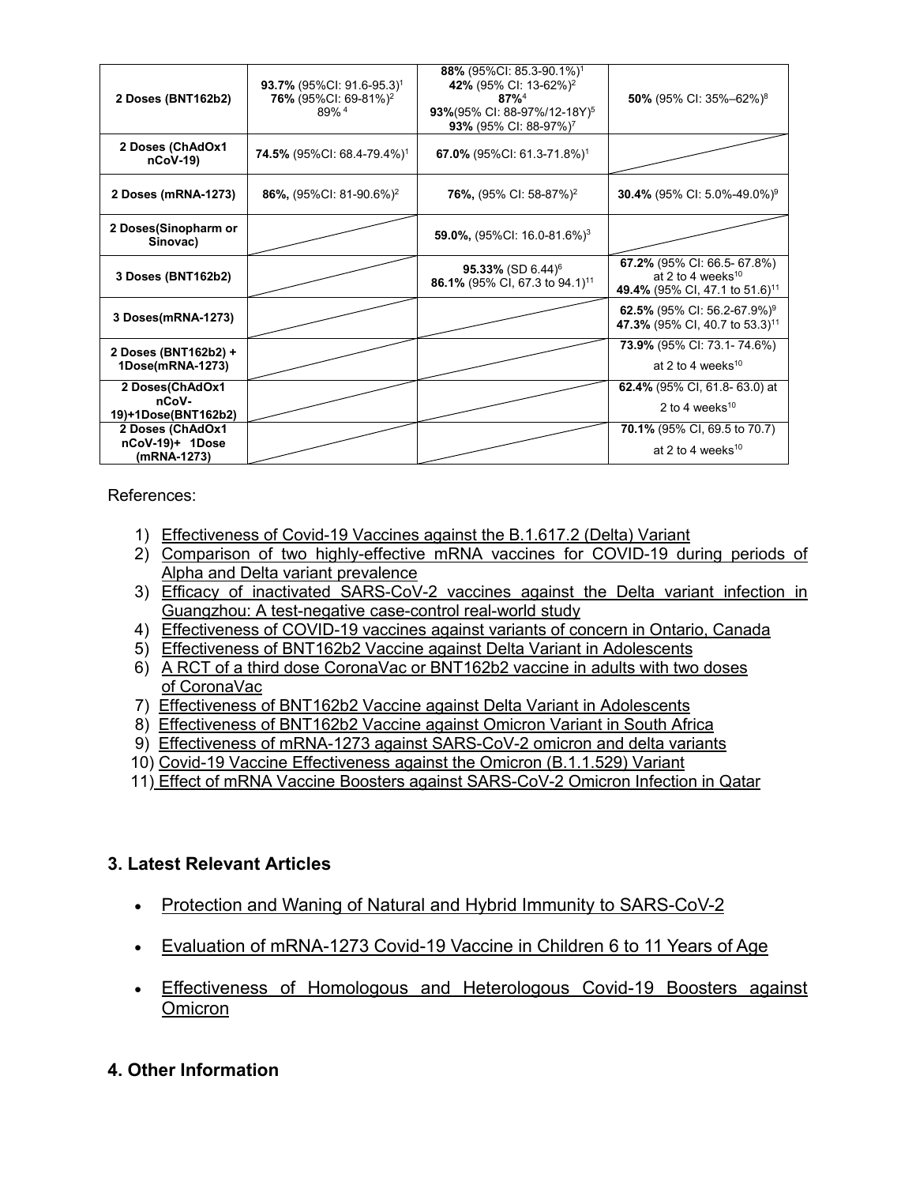| | | | |
|---|---|---|---|
| **2 Doses (BNT162b2)** | **93.7%** (95%CI: 91.6-95.3)[1]<br>**76%** (95%CI: 69-81%)[2]<br>89% [4] | **88%** (95%CI: 85.3-90.1%)[1]<br>**42%** (95% CI: 13-62%)[2]<br>**87%**[4]<br>**93%**(95% CI: 88-97%/12-18Y)[5]<br>**93%** (95% CI: 88-97%)[7] | **50%** (95% CI: 35%–62%)[8] |
| **2 Doses (ChAdOx1 nCoV-19)** | **74.5%** (95%CI: 68.4-79.4%)[1] | **67.0%** (95%CI: 61.3-71.8%)[1] | |
| **2 Doses (mRNA-1273)** | **86%,** (95%CI: 81-90.6%)[2] | **76%,** (95% CI: 58-87%)[2] | **30.4%** (95% CI: 5.0%-49.0%)[9] |
| **2 Doses(Sinopharm or Sinovac)** | | **59.0%,** (95%CI: 16.0-81.6%)[3] | |
| **3 Doses (BNT162b2)** | | **95.33%** (SD 6.44)[6]<br>**86.1%** (95% CI, 67.3 to 94.1)[11] | **67.2%** (95% CI: 66.5- 67.8%) at 2 to 4 weeks[10]<br>**49.4%** (95% CI, 47.1 to 51.6)[11] |
| **3 Doses(mRNA-1273)** | | | **62.5%** (95% CI: 56.2-67.9%)[9]<br>**47.3%** (95% CI, 40.7 to 53.3)[11] |
| **2 Doses (BNT162b2) + 1Dose(mRNA-1273)** | | | **73.9%** (95% CI: 73.1- 74.6%) at 2 to 4 weeks[10] |
| **2 Doses(ChAdOx1 nCoV-19)+1Dose(BNT162b2)** | | | **62.4%** (95% CI, 61.8- 63.0) at 2 to 4 weeks[10] |
| **2 Doses (ChAdOx1 nCoV-19)+ 1Dose (mRNA-1273)** | | | **70.1%** (95% CI, 69.5 to 70.7) at 2 to 4 weeks[10] |

References:

1) Effectiveness of Covid-19 Vaccines against the B.1.617.2 (Delta) Variant
2) Comparison of two highly-effective mRNA vaccines for COVID-19 during periods of Alpha and Delta variant prevalence
3) Efficacy of inactivated SARS-CoV-2 vaccines against the Delta variant infection in Guangzhou: A test-negative case-control real-world study
4) Effectiveness of COVID-19 vaccines against variants of concern in Ontario, Canada
5) Effectiveness of BNT162b2 Vaccine against Delta Variant in Adolescents
6) A RCT of a third dose CoronaVac or BNT162b2 vaccine in adults with two doses of CoronaVac
7) Effectiveness of BNT162b2 Vaccine against Delta Variant in Adolescents
8) Effectiveness of BNT162b2 Vaccine against Omicron Variant in South Africa
9) Effectiveness of mRNA-1273 against SARS-CoV-2 omicron and delta variants
10) Covid-19 Vaccine Effectiveness against the Omicron (B.1.1.529) Variant
11) Effect of mRNA Vaccine Boosters against SARS-CoV-2 Omicron Infection in Qatar

## 3. Latest Relevant Articles

- Protection and Waning of Natural and Hybrid Immunity to SARS-CoV-2
- Evaluation of mRNA-1273 Covid-19 Vaccine in Children 6 to 11 Years of Age
- Effectiveness of Homologous and Heterologous Covid-19 Boosters against Omicron

## 4. Other Information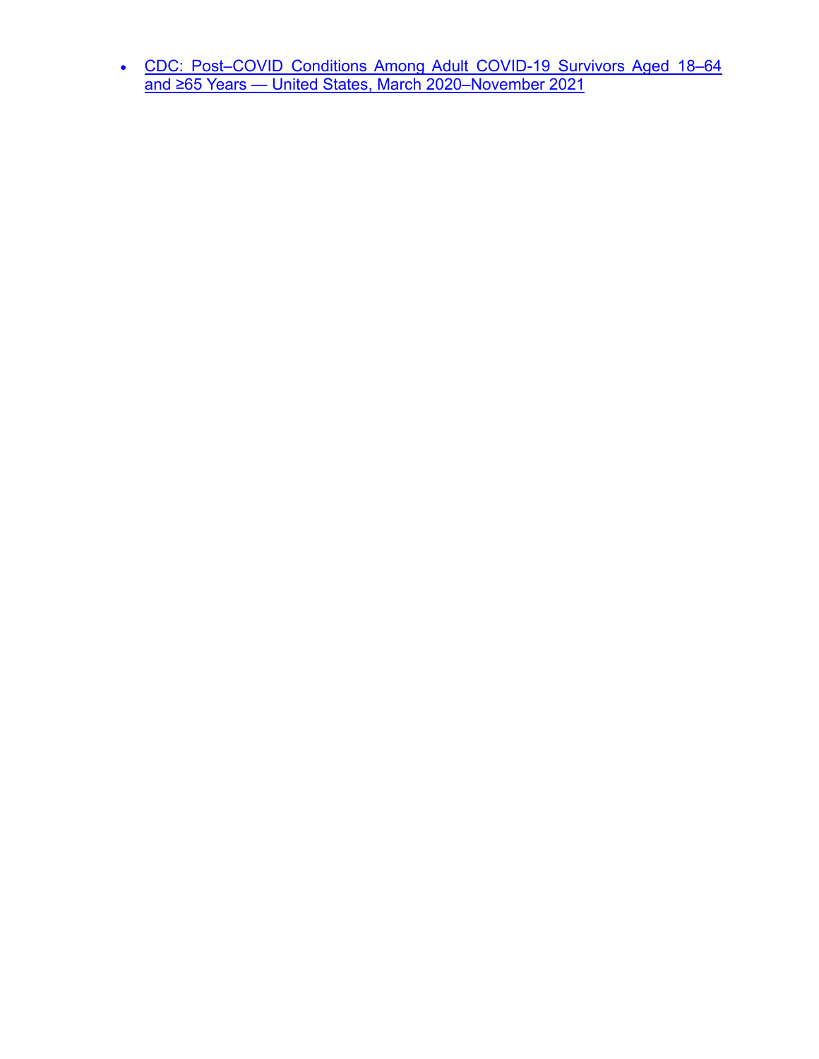- [CDC: Post–COVID Conditions Among Adult COVID-19 Survivors Aged 18–64 and ≥65 Years — United States, March 2020–November 2021]